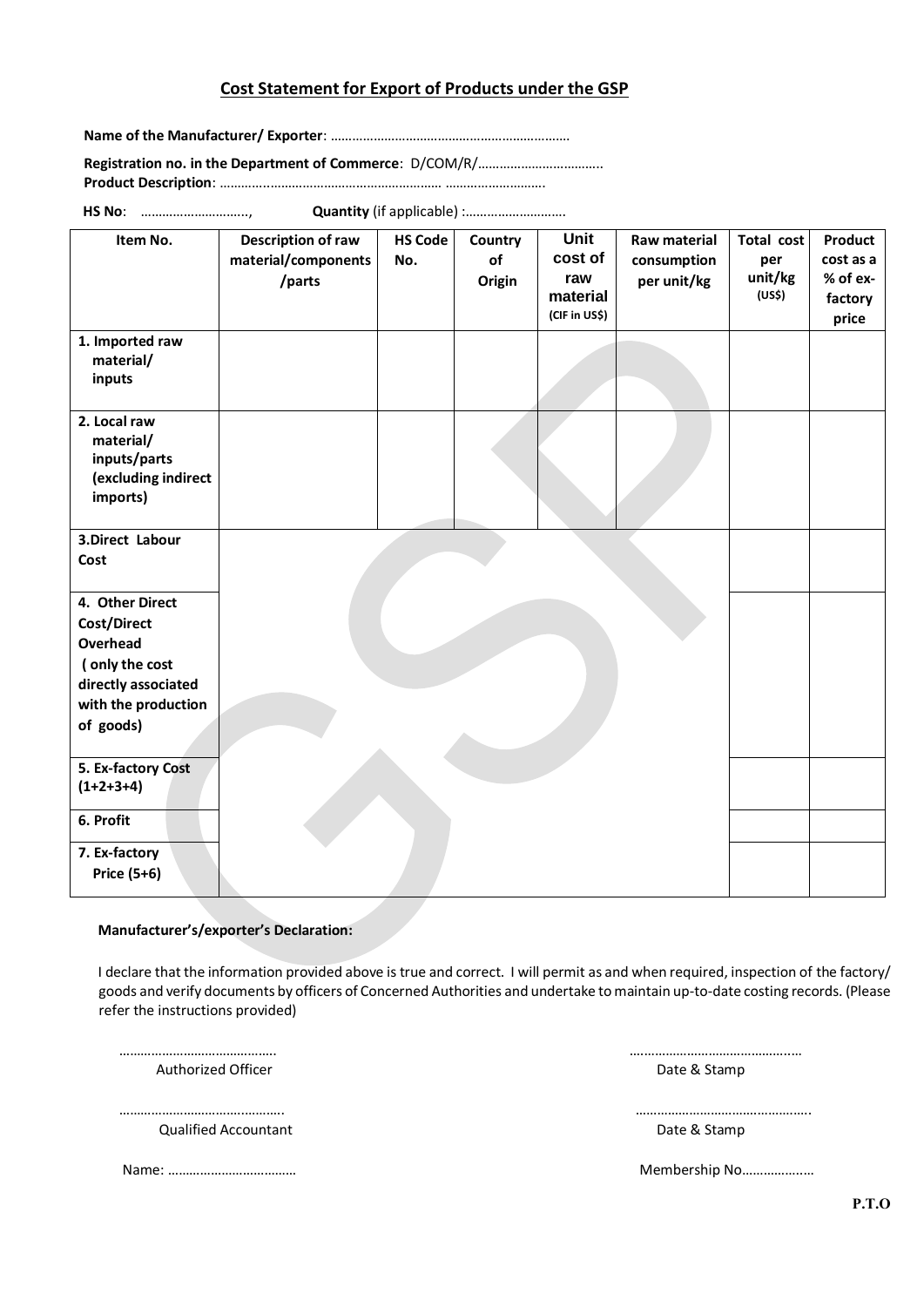## Cost Statement for Export of Products under the GSP

**Name of the Manufacturer/ Exporter**: …………………………………………………………

**Registration no. in the Department of Commerce**: D/COM/R/……………………………..
**Product Description**: ……………………………………………………. ………………………

**HS No**: …………………………, **Quantity** (if applicable) :……………………….

| Item No. | Description of raw material/components /parts | HS Code No. | Country of Origin | Unit cost of raw material (CIF in US$) | Raw material consumption per unit/kg | Total cost per unit/kg (US$) | Product cost as a % of ex-factory price |
|---|---|---|---|---|---|---|---|
| **1. Imported raw material/ inputs** | | | | | | | |
| **2. Local raw material/ inputs/parts (excluding indirect imports)** | | | | | | | |
| **3.Direct Labour Cost** | | | | | | | |
| **4. Other Direct Cost/Direct Overhead ( only the cost directly associated with the production of goods)** | | | | | | | |
| **5. Ex-factory Cost (1+2+3+4)** | | | | | | | |
| **6. Profit** | | | | | | | |
| **7. Ex-factory Price (5+6)** | | | | | | | |

**Manufacturer's/exporter's Declaration:**

I declare that the information provided above is true and correct. I will permit as and when required, inspection of the factory/ goods and verify documents by officers of Concerned Authorities and undertake to maintain up-to-date costing records. (Please refer the instructions provided)

……………………………………. Authorized Officer

………………………………………. Date & Stamp

………………………………………. Qualified Accountant

………………………………………. Date & Stamp

Name: ………………………………

Membership No……………….

**P.T.O**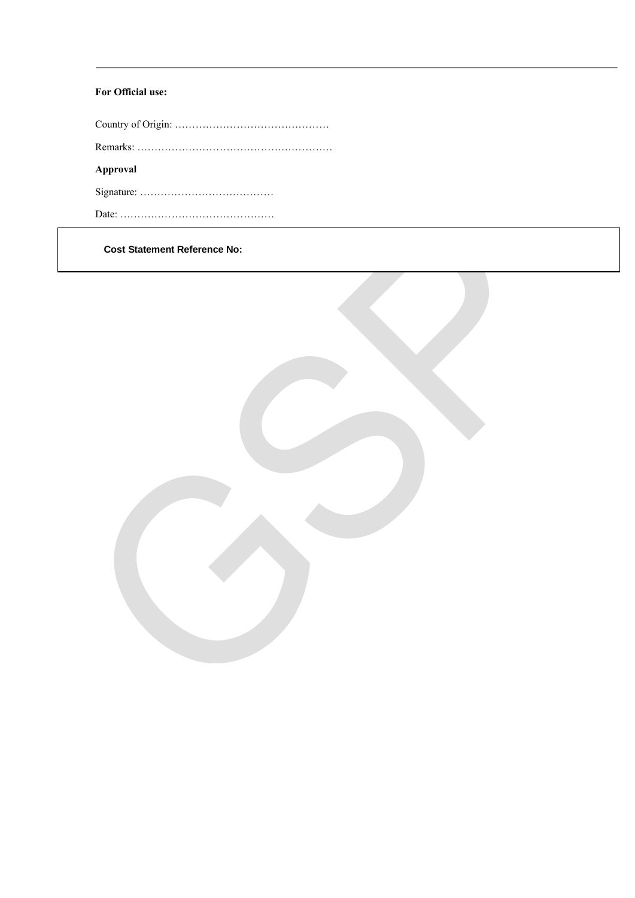---

**For Official use:**

Country of Origin: ………………………………………

Remarks: …………………………………………………

**Approval**

Signature: …………………………………

Date: ………………………………………

| **Cost Statement Reference No:** |
|---|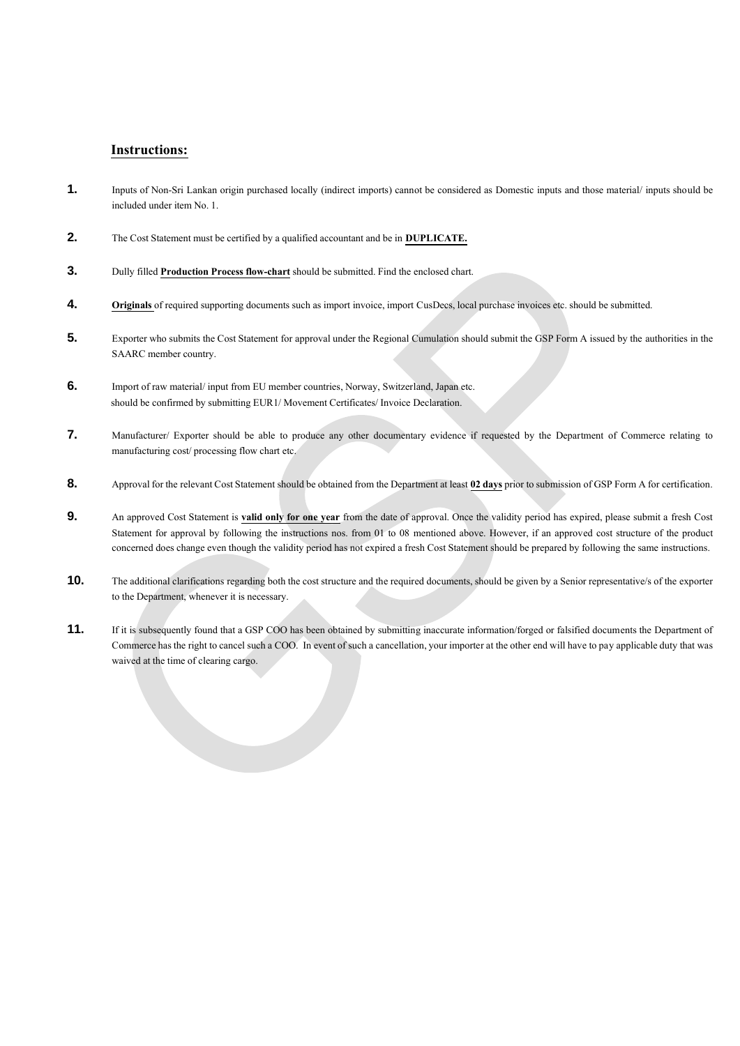## Instructions:

1. Inputs of Non-Sri Lankan origin purchased locally (indirect imports) cannot be considered as Domestic inputs and those material/ inputs should be included under item No. 1.

2. The Cost Statement must be certified by a qualified accountant and be in **DUPLICATE.**

3. Dully filled **Production Process flow-chart** should be submitted. Find the enclosed chart.

4. **Originals** of required supporting documents such as import invoice, import CusDecs, local purchase invoices etc. should be submitted.

5. Exporter who submits the Cost Statement for approval under the Regional Cumulation should submit the GSP Form A issued by the authorities in the SAARC member country.

6. Import of raw material/ input from EU member countries, Norway, Switzerland, Japan etc. should be confirmed by submitting EUR1/ Movement Certificates/ Invoice Declaration.

7. Manufacturer/ Exporter should be able to produce any other documentary evidence if requested by the Department of Commerce relating to manufacturing cost/ processing flow chart etc.

8. Approval for the relevant Cost Statement should be obtained from the Department at least **02 days** prior to submission of GSP Form A for certification.

9. An approved Cost Statement is **valid only for one year** from the date of approval. Once the validity period has expired, please submit a fresh Cost Statement for approval by following the instructions nos. from 01 to 08 mentioned above. However, if an approved cost structure of the product concerned does change even though the validity period has not expired a fresh Cost Statement should be prepared by following the same instructions.

10. The additional clarifications regarding both the cost structure and the required documents, should be given by a Senior representative/s of the exporter to the Department, whenever it is necessary.

11. If it is subsequently found that a GSP COO has been obtained by submitting inaccurate information/forged or falsified documents the Department of Commerce has the right to cancel such a COO. In event of such a cancellation, your importer at the other end will have to pay applicable duty that was waived at the time of clearing cargo.